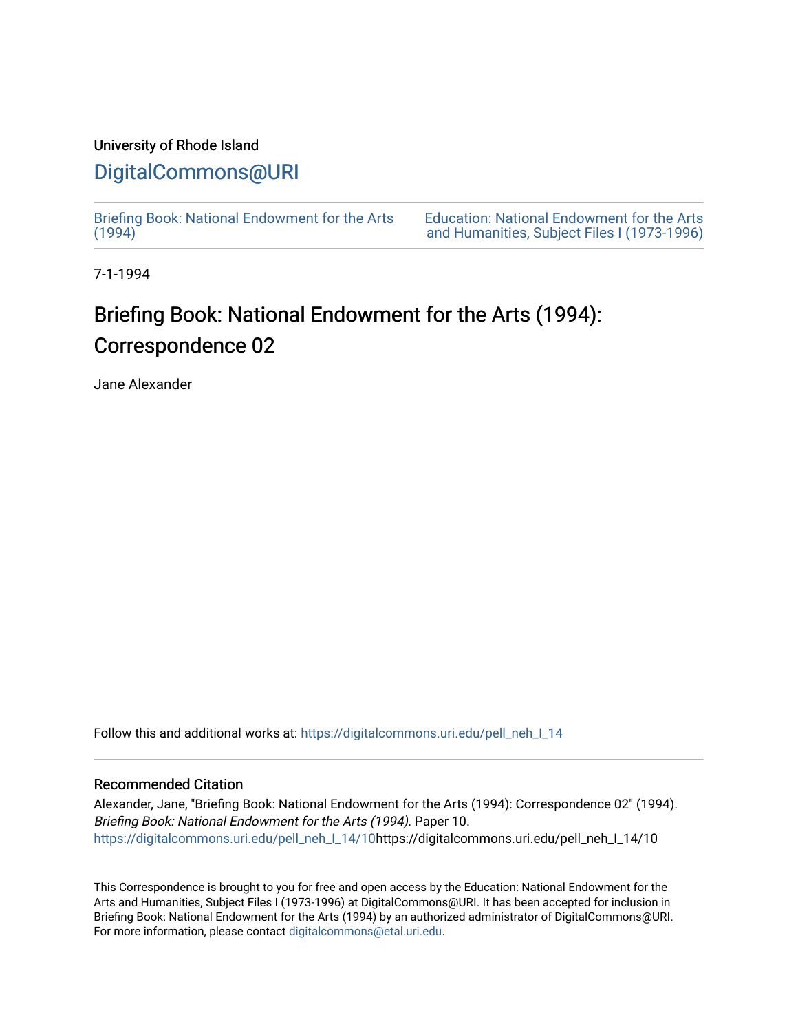University of Rhode Island

# DigitalCommons@URI

Briefing Book: National Endowment for the Arts (1994)

Education: National Endowment for the Arts and Humanities, Subject Files I (1973-1996)

7-1-1994

# Briefing Book: National Endowment for the Arts (1994): Correspondence 02

Jane Alexander

Follow this and additional works at: https://digitalcommons.uri.edu/pell_neh_I_14

## Recommended Citation

Alexander, Jane, "Briefing Book: National Endowment for the Arts (1994): Correspondence 02" (1994). *Briefing Book: National Endowment for the Arts (1994).* Paper 10.
https://digitalcommons.uri.edu/pell_neh_I_14/10https://digitalcommons.uri.edu/pell_neh_I_14/10

This Correspondence is brought to you for free and open access by the Education: National Endowment for the Arts and Humanities, Subject Files I (1973-1996) at DigitalCommons@URI. It has been accepted for inclusion in Briefing Book: National Endowment for the Arts (1994) by an authorized administrator of DigitalCommons@URI. For more information, please contact digitalcommons@etal.uri.edu.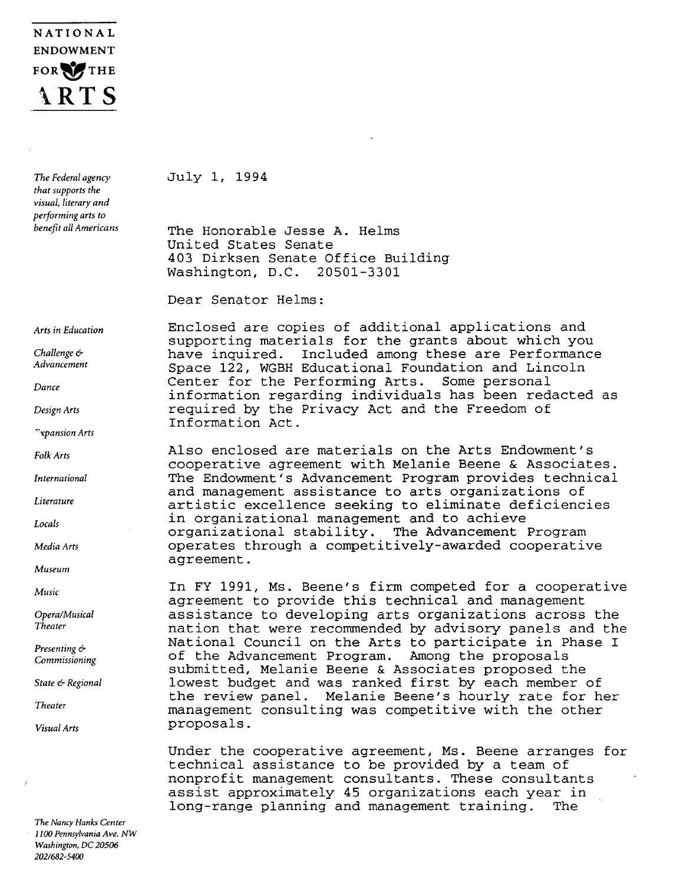**NATIONAL ENDOWMENT FOR THE ARTS**

*The Federal agency that supports the visual, literary and performing arts to benefit all Americans*

*Arts in Education*
*Challenge & Advancement*
*Dance*
*Design Arts*
*Expansion Arts*
*Folk Arts*
*International*
*Literature*
*Locals*
*Media Arts*
*Museum*
*Music*
*Opera/Musical Theater*
*Presenting & Commissioning*
*State & Regional*
*Theater*
*Visual Arts*

*The Nancy Hanks Center*
*1100 Pennsylvania Ave. NW*
*Washington, DC 20506*
*202/682-5400*

July 1, 1994

The Honorable Jesse A. Helms
United States Senate
403 Dirksen Senate Office Building
Washington, D.C. 20501-3301

Dear Senator Helms:

Enclosed are copies of additional applications and supporting materials for the grants about which you have inquired. Included among these are Performance Space 122, WGBH Educational Foundation and Lincoln Center for the Performing Arts. Some personal information regarding individuals has been redacted as required by the Privacy Act and the Freedom of Information Act.

Also enclosed are materials on the Arts Endowment's cooperative agreement with Melanie Beene & Associates. The Endowment's Advancement Program provides technical and management assistance to arts organizations of artistic excellence seeking to eliminate deficiencies in organizational management and to achieve organizational stability. The Advancement Program operates through a competitively-awarded cooperative agreement.

In FY 1991, Ms. Beene's firm competed for a cooperative agreement to provide this technical and management assistance to developing arts organizations across the nation that were recommended by advisory panels and the National Council on the Arts to participate in Phase I of the Advancement Program. Among the proposals submitted, Melanie Beene & Associates proposed the lowest budget and was ranked first by each member of the review panel. Melanie Beene's hourly rate for her management consulting was competitive with the other proposals.

Under the cooperative agreement, Ms. Beene arranges for technical assistance to be provided by a team of nonprofit management consultants. These consultants assist approximately 45 organizations each year in long-range planning and management training. The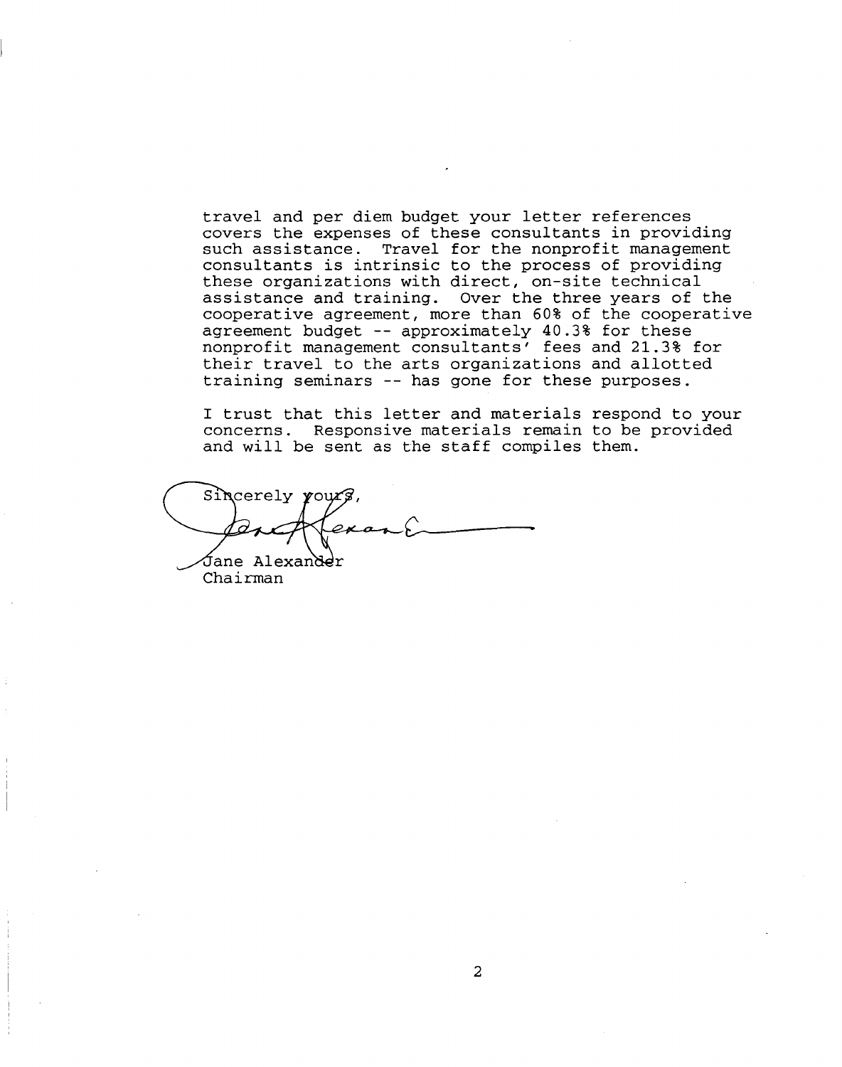travel and per diem budget your letter references covers the expenses of these consultants in providing such assistance. Travel for the nonprofit management consultants is intrinsic to the process of providing these organizations with direct, on-site technical assistance and training. Over the three years of the cooperative agreement, more than 60% of the cooperative agreement budget -- approximately 40.3% for these nonprofit management consultants' fees and 21.3% for their travel to the arts organizations and allotted training seminars -- has gone for these purposes.

I trust that this letter and materials respond to your concerns. Responsive materials remain to be provided and will be sent as the staff compiles them.

Sincerely yours,

Jane Alexander
Chairman